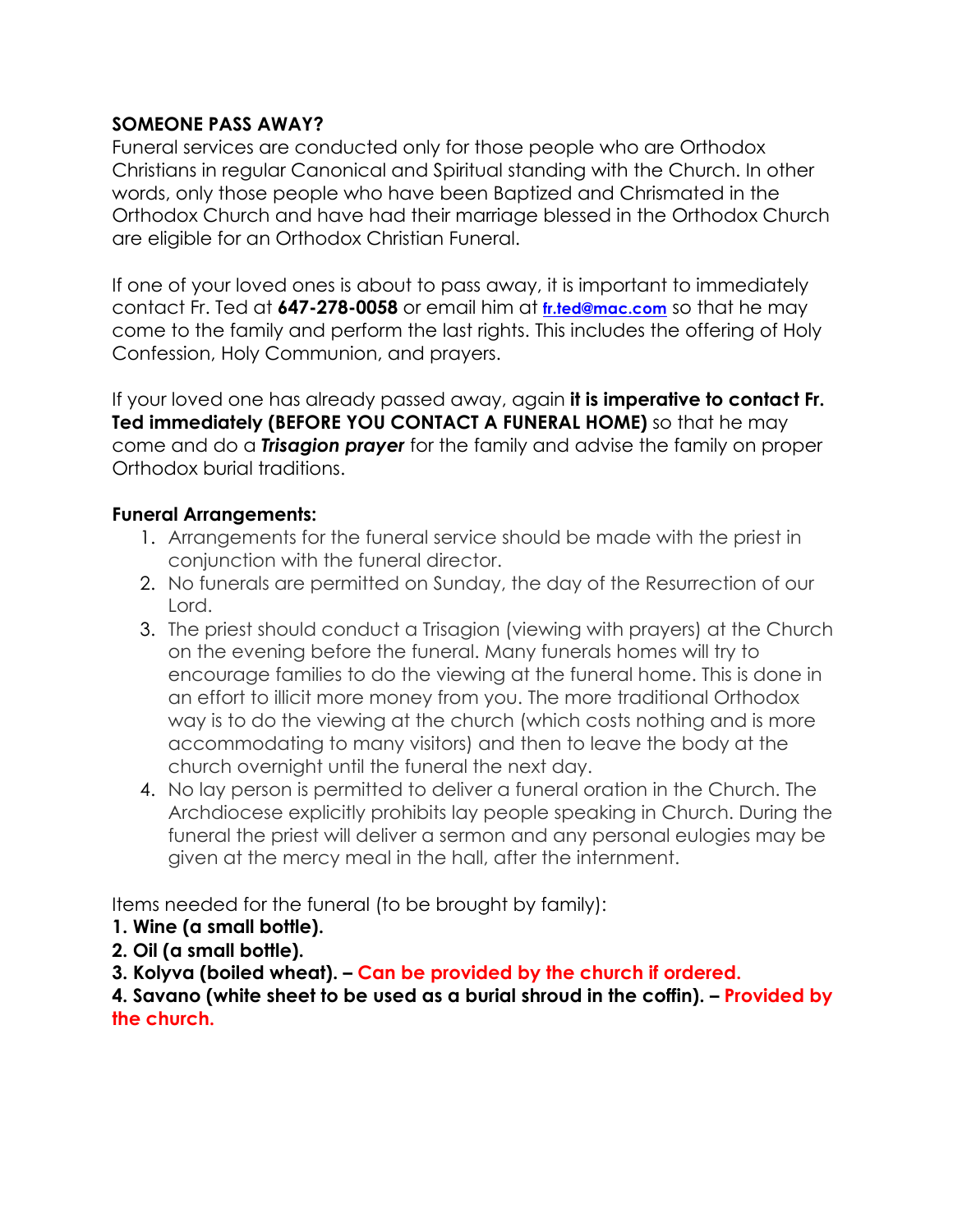**SOMEONE PASS AWAY?**

Funeral services are conducted only for those people who are Orthodox Christians in regular Canonical and Spiritual standing with the Church. In other words, only those people who have been Baptized and Chrismated in the Orthodox Church and have had their marriage blessed in the Orthodox Church are eligible for an Orthodox Christian Funeral.

If one of your loved ones is about to pass away, it is important to immediately contact Fr. Ted at **647-278-0058** or email him at [fr.ted@mac.com](mailto:fr.ted@mac.com) so that he may come to the family and perform the last rights. This includes the offering of Holy Confession, Holy Communion, and prayers.

If your loved one has already passed away, again **it is imperative to contact Fr. Ted immediately (BEFORE YOU CONTACT A FUNERAL HOME)** so that he may come and do a ***Trisagion prayer*** for the family and advise the family on proper Orthodox burial traditions.

**Funeral Arrangements:**

1. Arrangements for the funeral service should be made with the priest in conjunction with the funeral director.
2. No funerals are permitted on Sunday, the day of the Resurrection of our Lord.
3. The priest should conduct a Trisagion (viewing with prayers) at the Church on the evening before the funeral. Many funerals homes will try to encourage families to do the viewing at the funeral home. This is done in an effort to illicit more money from you. The more traditional Orthodox way is to do the viewing at the church (which costs nothing and is more accommodating to many visitors) and then to leave the body at the church overnight until the funeral the next day.
4. No lay person is permitted to deliver a funeral oration in the Church. The Archdiocese explicitly prohibits lay people speaking in Church. During the funeral the priest will deliver a sermon and any personal eulogies may be given at the mercy meal in the hall, after the internment.

Items needed for the funeral (to be brought by family):

**1. Wine (a small bottle).**
**2. Oil (a small bottle).**
**3. Kolyva (boiled wheat). – Can be provided by the church if ordered.**
**4. Savano (white sheet to be used as a burial shroud in the coffin). – Provided by the church.**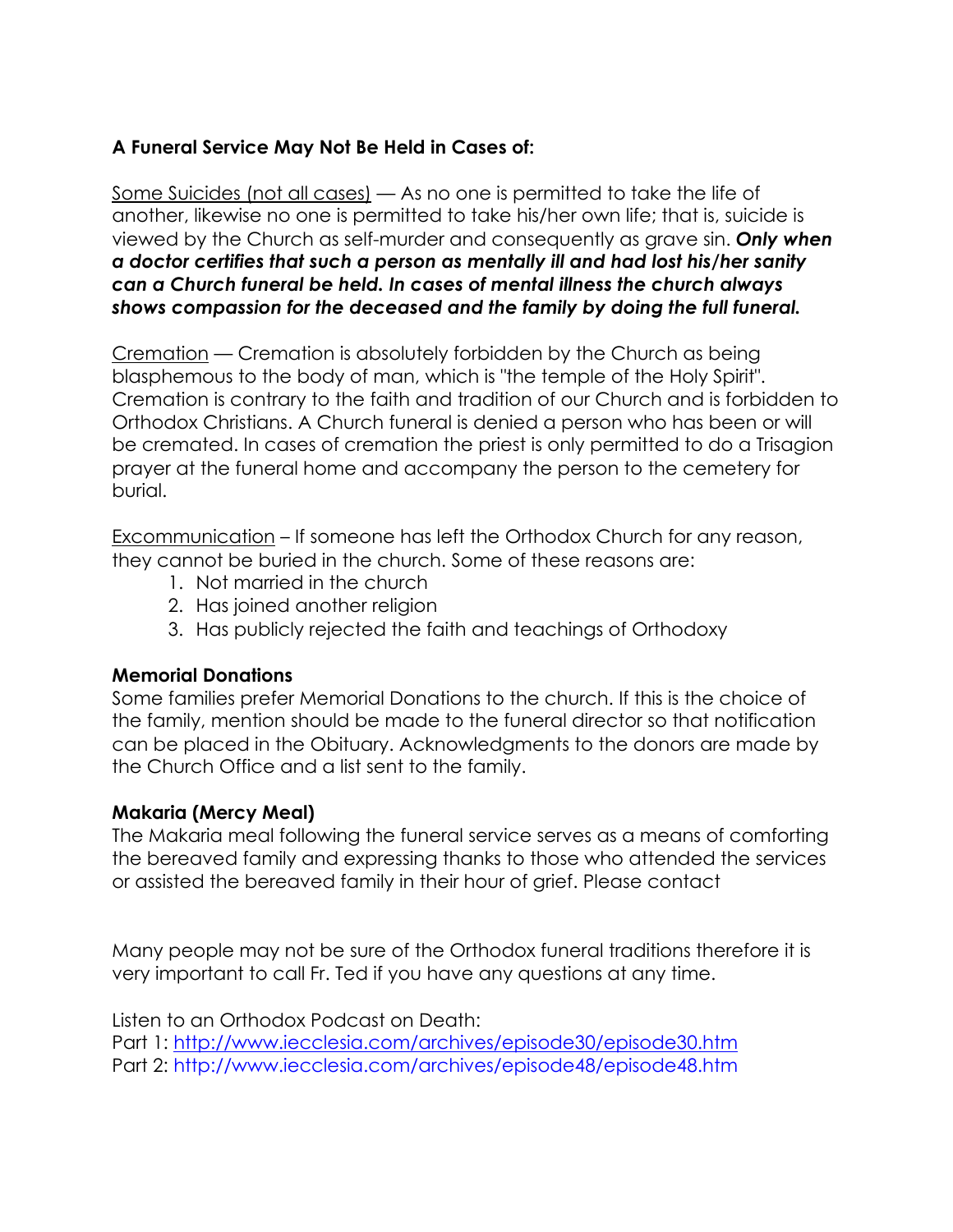**A Funeral Service May Not Be Held in Cases of:**

Some Suicides (not all cases) — As no one is permitted to take the life of another, likewise no one is permitted to take his/her own life; that is, suicide is viewed by the Church as self-murder and consequently as grave sin. ***Only when a doctor certifies that such a person as mentally ill and had lost his/her sanity can a Church funeral be held. In cases of mental illness the church always shows compassion for the deceased and the family by doing the full funeral.***

Cremation — Cremation is absolutely forbidden by the Church as being blasphemous to the body of man, which is "the temple of the Holy Spirit". Cremation is contrary to the faith and tradition of our Church and is forbidden to Orthodox Christians. A Church funeral is denied a person who has been or will be cremated. In cases of cremation the priest is only permitted to do a Trisagion prayer at the funeral home and accompany the person to the cemetery for burial.

Excommunication – If someone has left the Orthodox Church for any reason, they cannot be buried in the church. Some of these reasons are:

1. Not married in the church
2. Has joined another religion
3. Has publicly rejected the faith and teachings of Orthodoxy

**Memorial Donations**

Some families prefer Memorial Donations to the church. If this is the choice of the family, mention should be made to the funeral director so that notification can be placed in the Obituary. Acknowledgments to the donors are made by the Church Office and a list sent to the family.

**Makaria (Mercy Meal)**

The Makaria meal following the funeral service serves as a means of comforting the bereaved family and expressing thanks to those who attended the services or assisted the bereaved family in their hour of grief. Please contact

Many people may not be sure of the Orthodox funeral traditions therefore it is very important to call Fr. Ted if you have any questions at any time.

Listen to an Orthodox Podcast on Death:
Part 1: http://www.iecclesia.com/archives/episode30/episode30.htm
Part 2: http://www.iecclesia.com/archives/episode48/episode48.htm